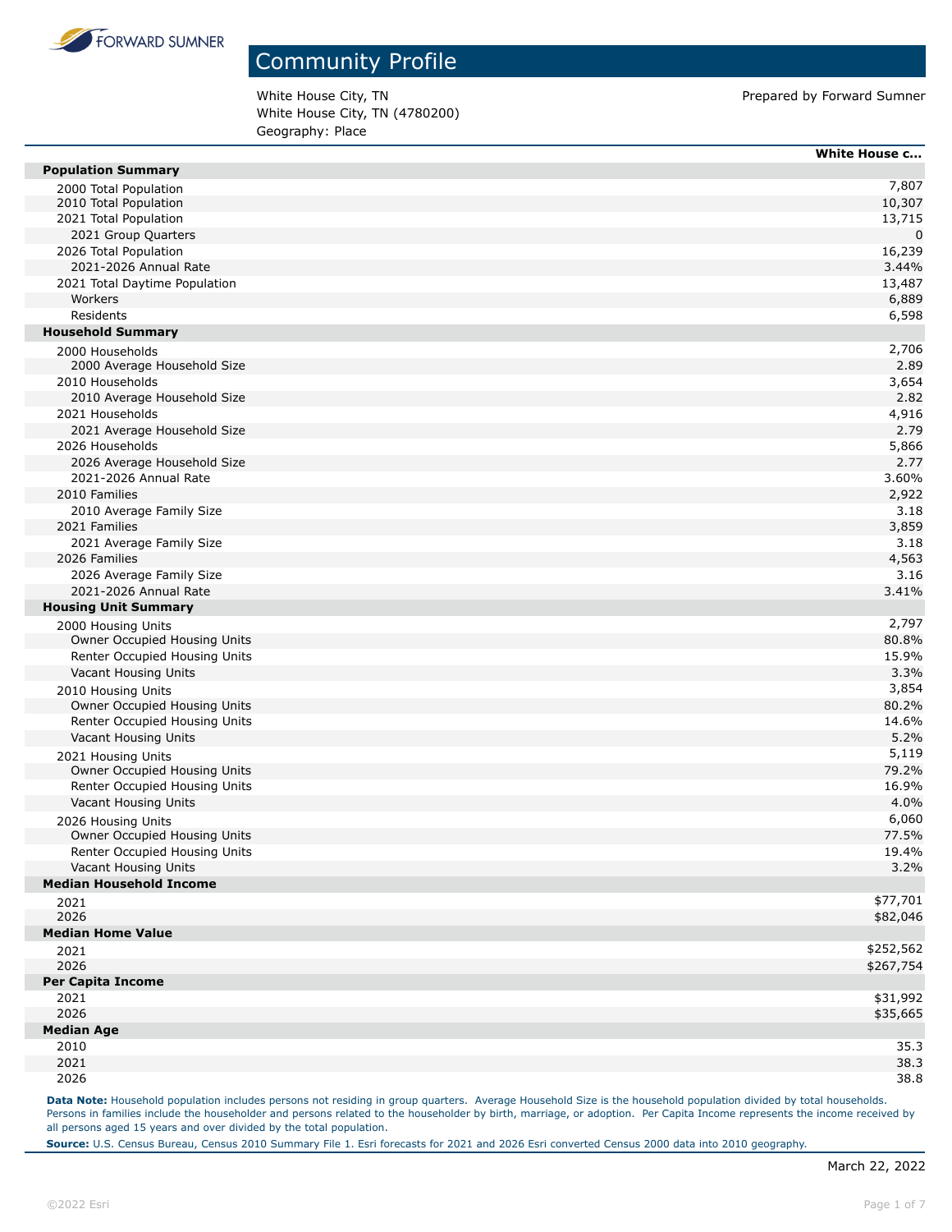# Community Profile

White House City, TN
White House City, TN (4780200)
Geography: Place

Prepared by Forward Sumner

| | White House c... |
|---|---|
| **Population Summary** | |
| 2000 Total Population | 7,807 |
| 2010 Total Population | 10,307 |
| 2021 Total Population | 13,715 |
| 2021 Group Quarters | 0 |
| 2026 Total Population | 16,239 |
| 2021-2026 Annual Rate | 3.44% |
| 2021 Total Daytime Population | 13,487 |
| Workers | 6,889 |
| Residents | 6,598 |
| **Household Summary** | |
| 2000 Households | 2,706 |
| 2000 Average Household Size | 2.89 |
| 2010 Households | 3,654 |
| 2010 Average Household Size | 2.82 |
| 2021 Households | 4,916 |
| 2021 Average Household Size | 2.79 |
| 2026 Households | 5,866 |
| 2026 Average Household Size | 2.77 |
| 2021-2026 Annual Rate | 3.60% |
| 2010 Families | 2,922 |
| 2010 Average Family Size | 3.18 |
| 2021 Families | 3,859 |
| 2021 Average Family Size | 3.18 |
| 2026 Families | 4,563 |
| 2026 Average Family Size | 3.16 |
| 2021-2026 Annual Rate | 3.41% |
| **Housing Unit Summary** | |
| 2000 Housing Units | 2,797 |
| Owner Occupied Housing Units | 80.8% |
| Renter Occupied Housing Units | 15.9% |
| Vacant Housing Units | 3.3% |
| 2010 Housing Units | 3,854 |
| Owner Occupied Housing Units | 80.2% |
| Renter Occupied Housing Units | 14.6% |
| Vacant Housing Units | 5.2% |
| 2021 Housing Units | 5,119 |
| Owner Occupied Housing Units | 79.2% |
| Renter Occupied Housing Units | 16.9% |
| Vacant Housing Units | 4.0% |
| 2026 Housing Units | 6,060 |
| Owner Occupied Housing Units | 77.5% |
| Renter Occupied Housing Units | 19.4% |
| Vacant Housing Units | 3.2% |
| **Median Household Income** | |
| 2021 | $77,701 |
| 2026 | $82,046 |
| **Median Home Value** | |
| 2021 | $252,562 |
| 2026 | $267,754 |
| **Per Capita Income** | |
| 2021 | $31,992 |
| 2026 | $35,665 |
| **Median Age** | |
| 2010 | 35.3 |
| 2021 | 38.3 |
| 2026 | 38.8 |

**Data Note:** Household population includes persons not residing in group quarters. Average Household Size is the household population divided by total households. Persons in families include the householder and persons related to the householder by birth, marriage, or adoption. Per Capita Income represents the income received by all persons aged 15 years and over divided by the total population.

**Source:** U.S. Census Bureau, Census 2010 Summary File 1. Esri forecasts for 2021 and 2026 Esri converted Census 2000 data into 2010 geography.

March 22, 2022

©2022 Esri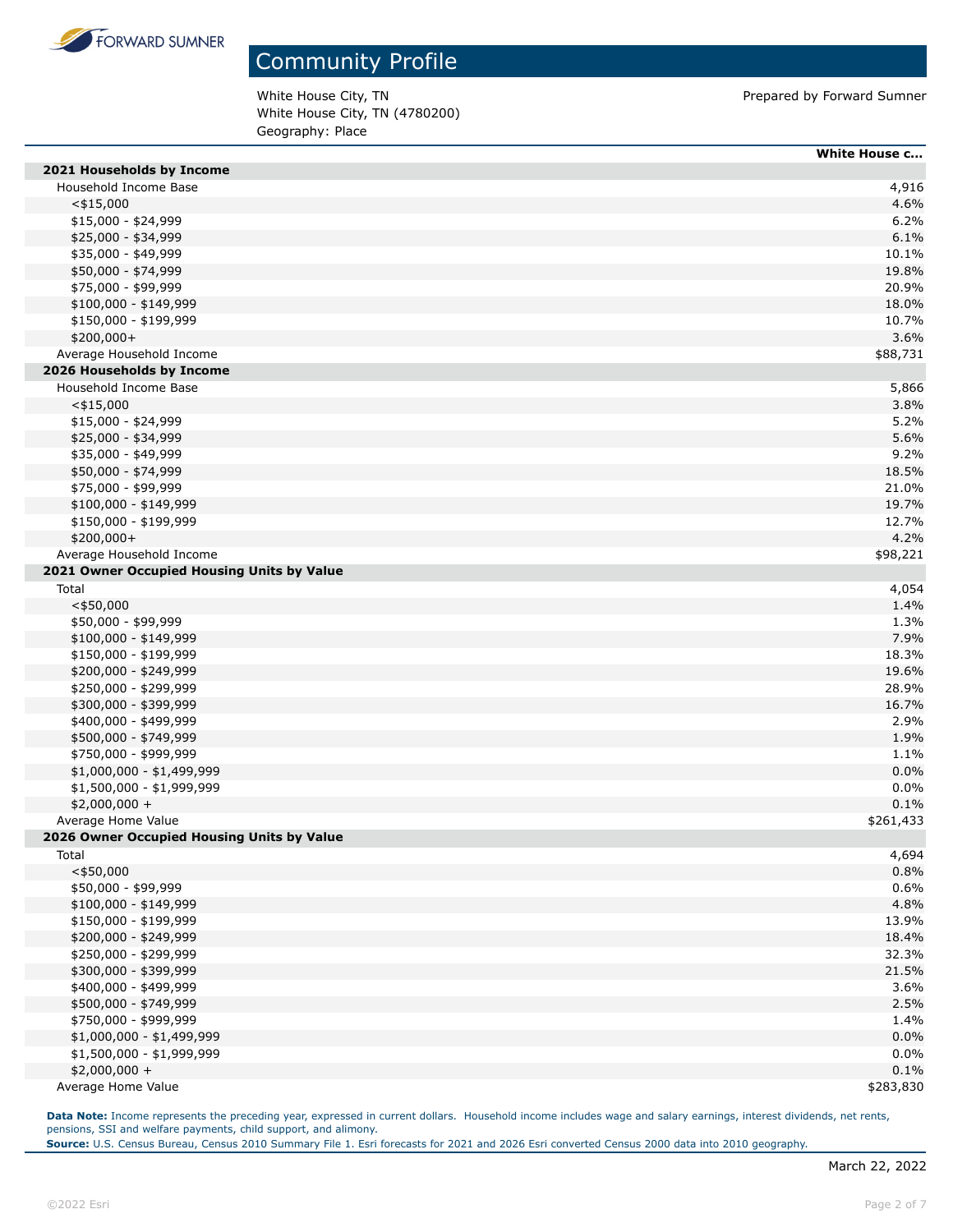# Community Profile

White House City, TN
White House City, TN (4780200)
Geography: Place

Prepared by Forward Sumner

| | White House c... |
|---|---|
| **2021 Households by Income** | |
| Household Income Base | 4,916 |
| <$15,000 | 4.6% |
| $15,000 - $24,999 | 6.2% |
| $25,000 - $34,999 | 6.1% |
| $35,000 - $49,999 | 10.1% |
| $50,000 - $74,999 | 19.8% |
| $75,000 - $99,999 | 20.9% |
| $100,000 - $149,999 | 18.0% |
| $150,000 - $199,999 | 10.7% |
| $200,000+ | 3.6% |
| Average Household Income | $88,731 |
| **2026 Households by Income** | |
| Household Income Base | 5,866 |
| <$15,000 | 3.8% |
| $15,000 - $24,999 | 5.2% |
| $25,000 - $34,999 | 5.6% |
| $35,000 - $49,999 | 9.2% |
| $50,000 - $74,999 | 18.5% |
| $75,000 - $99,999 | 21.0% |
| $100,000 - $149,999 | 19.7% |
| $150,000 - $199,999 | 12.7% |
| $200,000+ | 4.2% |
| Average Household Income | $98,221 |
| **2021 Owner Occupied Housing Units by Value** | |
| Total | 4,054 |
| <$50,000 | 1.4% |
| $50,000 - $99,999 | 1.3% |
| $100,000 - $149,999 | 7.9% |
| $150,000 - $199,999 | 18.3% |
| $200,000 - $249,999 | 19.6% |
| $250,000 - $299,999 | 28.9% |
| $300,000 - $399,999 | 16.7% |
| $400,000 - $499,999 | 2.9% |
| $500,000 - $749,999 | 1.9% |
| $750,000 - $999,999 | 1.1% |
| $1,000,000 - $1,499,999 | 0.0% |
| $1,500,000 - $1,999,999 | 0.0% |
| $2,000,000 + | 0.1% |
| Average Home Value | $261,433 |
| **2026 Owner Occupied Housing Units by Value** | |
| Total | 4,694 |
| <$50,000 | 0.8% |
| $50,000 - $99,999 | 0.6% |
| $100,000 - $149,999 | 4.8% |
| $150,000 - $199,999 | 13.9% |
| $200,000 - $249,999 | 18.4% |
| $250,000 - $299,999 | 32.3% |
| $300,000 - $399,999 | 21.5% |
| $400,000 - $499,999 | 3.6% |
| $500,000 - $749,999 | 2.5% |
| $750,000 - $999,999 | 1.4% |
| $1,000,000 - $1,499,999 | 0.0% |
| $1,500,000 - $1,999,999 | 0.0% |
| $2,000,000 + | 0.1% |
| Average Home Value | $283,830 |

**Data Note:** Income represents the preceding year, expressed in current dollars. Household income includes wage and salary earnings, interest dividends, net rents, pensions, SSI and welfare payments, child support, and alimony.
**Source:** U.S. Census Bureau, Census 2010 Summary File 1. Esri forecasts for 2021 and 2026 Esri converted Census 2000 data into 2010 geography.

March 22, 2022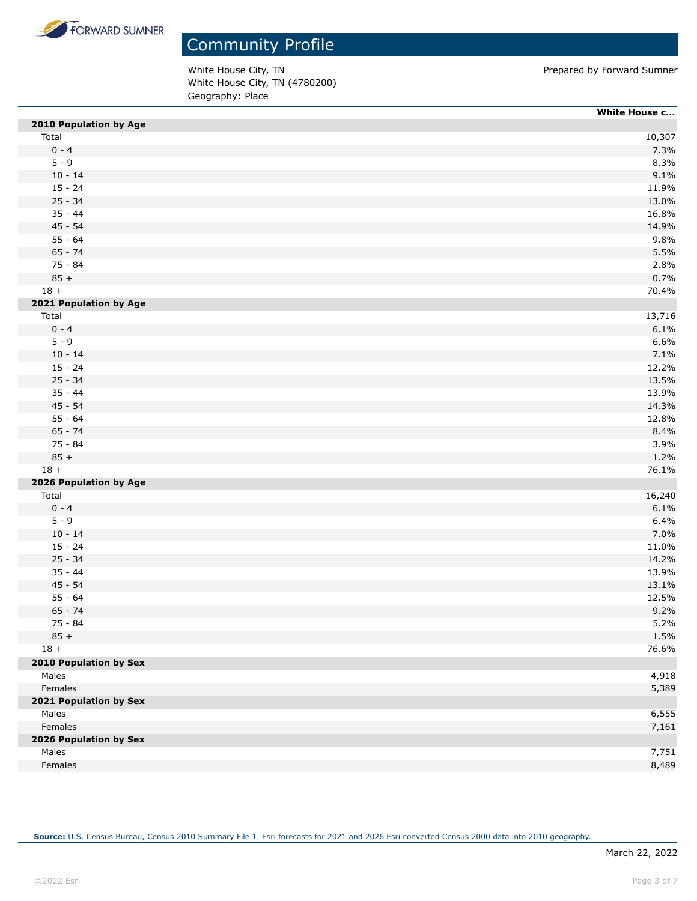# Community Profile

White House City, TN
White House City, TN (4780200)
Geography: Place

Prepared by Forward Sumner

| | White House c... |
|---|---|
| **2010 Population by Age** | |
| Total | 10,307 |
| 0 - 4 | 7.3% |
| 5 - 9 | 8.3% |
| 10 - 14 | 9.1% |
| 15 - 24 | 11.9% |
| 25 - 34 | 13.0% |
| 35 - 44 | 16.8% |
| 45 - 54 | 14.9% |
| 55 - 64 | 9.8% |
| 65 - 74 | 5.5% |
| 75 - 84 | 2.8% |
| 85 + | 0.7% |
| 18 + | 70.4% |
| **2021 Population by Age** | |
| Total | 13,716 |
| 0 - 4 | 6.1% |
| 5 - 9 | 6.6% |
| 10 - 14 | 7.1% |
| 15 - 24 | 12.2% |
| 25 - 34 | 13.5% |
| 35 - 44 | 13.9% |
| 45 - 54 | 14.3% |
| 55 - 64 | 12.8% |
| 65 - 74 | 8.4% |
| 75 - 84 | 3.9% |
| 85 + | 1.2% |
| 18 + | 76.1% |
| **2026 Population by Age** | |
| Total | 16,240 |
| 0 - 4 | 6.1% |
| 5 - 9 | 6.4% |
| 10 - 14 | 7.0% |
| 15 - 24 | 11.0% |
| 25 - 34 | 14.2% |
| 35 - 44 | 13.9% |
| 45 - 54 | 13.1% |
| 55 - 64 | 12.5% |
| 65 - 74 | 9.2% |
| 75 - 84 | 5.2% |
| 85 + | 1.5% |
| 18 + | 76.6% |
| **2010 Population by Sex** | |
| Males | 4,918 |
| Females | 5,389 |
| **2021 Population by Sex** | |
| Males | 6,555 |
| Females | 7,161 |
| **2026 Population by Sex** | |
| Males | 7,751 |
| Females | 8,489 |

**Source:** U.S. Census Bureau, Census 2010 Summary File 1. Esri forecasts for 2021 and 2026 Esri converted Census 2000 data into 2010 geography.

March 22, 2022

©2022 Esri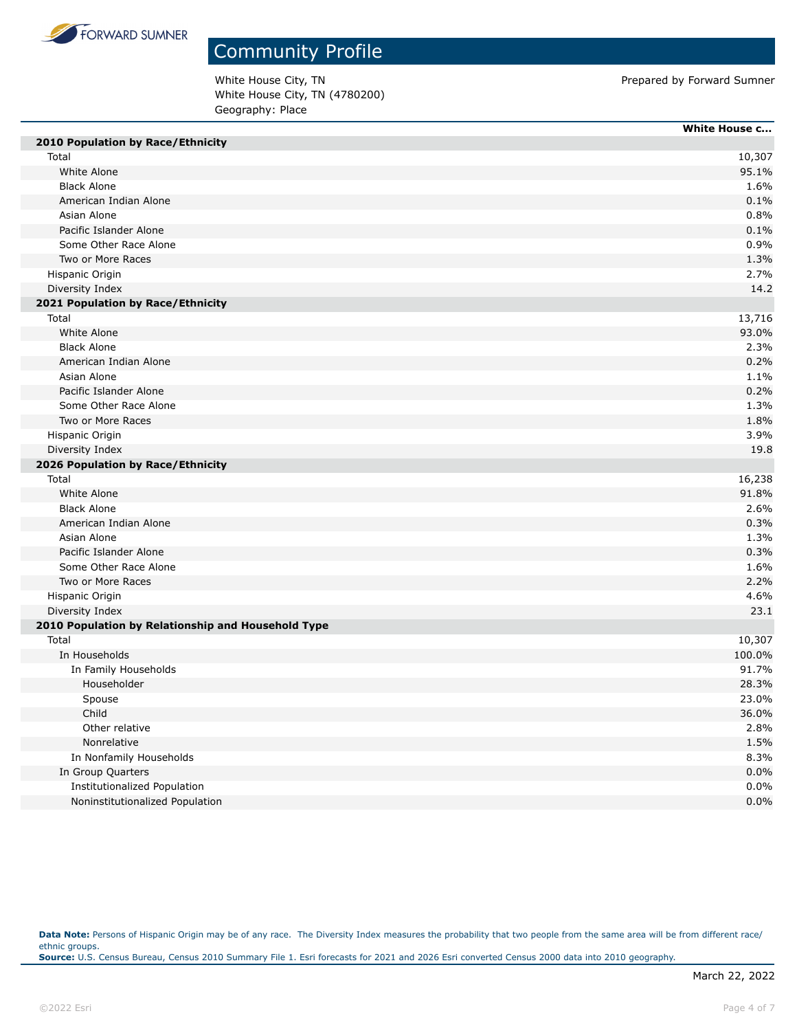FORWARD SUMNER

# Community Profile

White House City, TN
White House City, TN (4780200)
Geography: Place

Prepared by Forward Sumner

| | White House c... |
|---|---|
| **2010 Population by Race/Ethnicity** | |
| Total | 10,307 |
| White Alone | 95.1% |
| Black Alone | 1.6% |
| American Indian Alone | 0.1% |
| Asian Alone | 0.8% |
| Pacific Islander Alone | 0.1% |
| Some Other Race Alone | 0.9% |
| Two or More Races | 1.3% |
| Hispanic Origin | 2.7% |
| Diversity Index | 14.2 |
| **2021 Population by Race/Ethnicity** | |
| Total | 13,716 |
| White Alone | 93.0% |
| Black Alone | 2.3% |
| American Indian Alone | 0.2% |
| Asian Alone | 1.1% |
| Pacific Islander Alone | 0.2% |
| Some Other Race Alone | 1.3% |
| Two or More Races | 1.8% |
| Hispanic Origin | 3.9% |
| Diversity Index | 19.8 |
| **2026 Population by Race/Ethnicity** | |
| Total | 16,238 |
| White Alone | 91.8% |
| Black Alone | 2.6% |
| American Indian Alone | 0.3% |
| Asian Alone | 1.3% |
| Pacific Islander Alone | 0.3% |
| Some Other Race Alone | 1.6% |
| Two or More Races | 2.2% |
| Hispanic Origin | 4.6% |
| Diversity Index | 23.1 |
| **2010 Population by Relationship and Household Type** | |
| Total | 10,307 |
| In Households | 100.0% |
| In Family Households | 91.7% |
| Householder | 28.3% |
| Spouse | 23.0% |
| Child | 36.0% |
| Other relative | 2.8% |
| Nonrelative | 1.5% |
| In Nonfamily Households | 8.3% |
| In Group Quarters | 0.0% |
| Institutionalized Population | 0.0% |
| Noninstitutionalized Population | 0.0% |

**Data Note:** Persons of Hispanic Origin may be of any race. The Diversity Index measures the probability that two people from the same area will be from different race/ethnic groups.
**Source:** U.S. Census Bureau, Census 2010 Summary File 1. Esri forecasts for 2021 and 2026 Esri converted Census 2000 data into 2010 geography.

March 22, 2022

©2022 Esri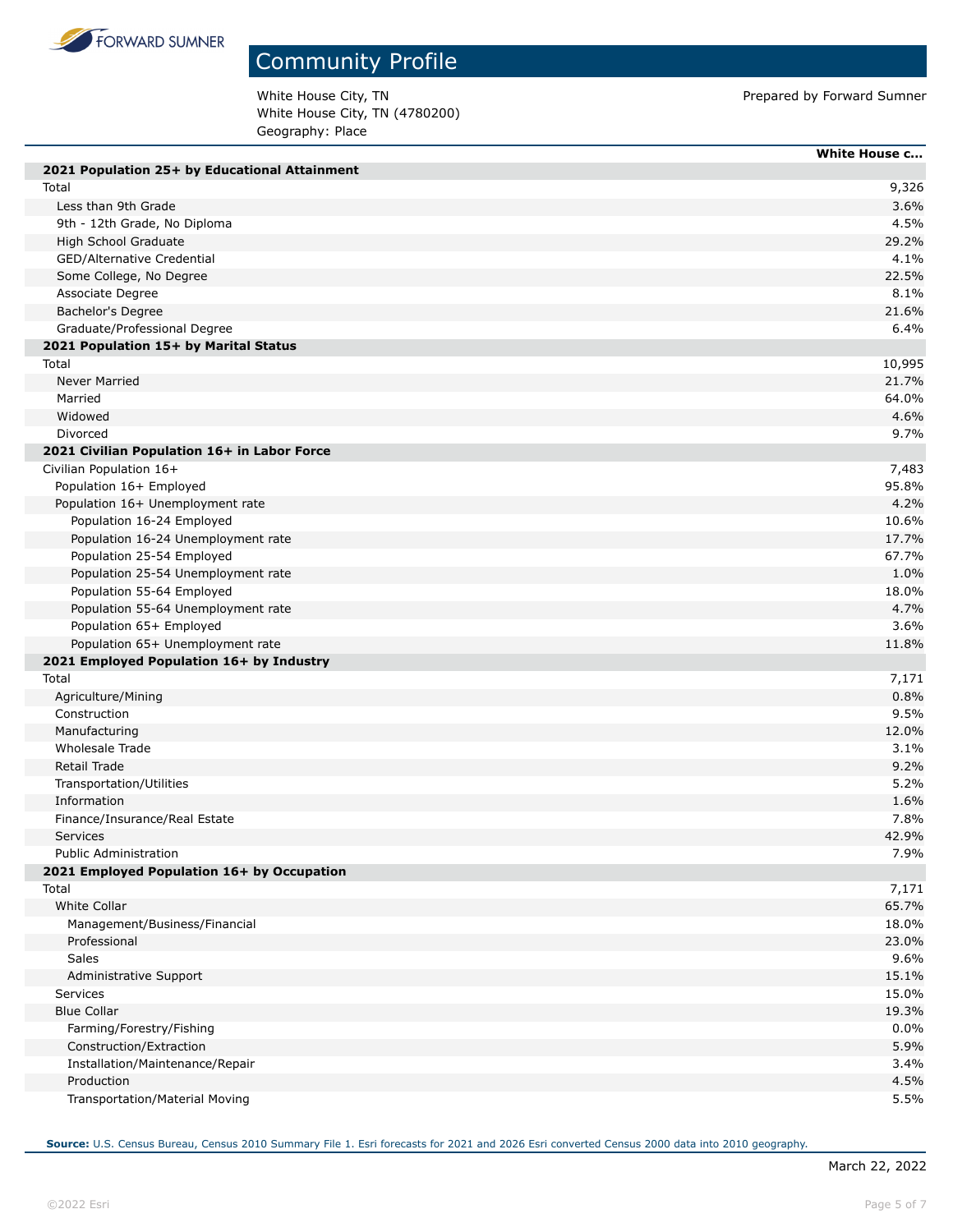# Community Profile

White House City, TN
White House City, TN (4780200)
Geography: Place

Prepared by Forward Sumner

| | White House c... |
|---|---|
| **2021 Population 25+ by Educational Attainment** | |
| Total | 9,326 |
| Less than 9th Grade | 3.6% |
| 9th - 12th Grade, No Diploma | 4.5% |
| High School Graduate | 29.2% |
| GED/Alternative Credential | 4.1% |
| Some College, No Degree | 22.5% |
| Associate Degree | 8.1% |
| Bachelor's Degree | 21.6% |
| Graduate/Professional Degree | 6.4% |
| **2021 Population 15+ by Marital Status** | |
| Total | 10,995 |
| Never Married | 21.7% |
| Married | 64.0% |
| Widowed | 4.6% |
| Divorced | 9.7% |
| **2021 Civilian Population 16+ in Labor Force** | |
| Civilian Population 16+ | 7,483 |
| Population 16+ Employed | 95.8% |
| Population 16+ Unemployment rate | 4.2% |
| Population 16-24 Employed | 10.6% |
| Population 16-24 Unemployment rate | 17.7% |
| Population 25-54 Employed | 67.7% |
| Population 25-54 Unemployment rate | 1.0% |
| Population 55-64 Employed | 18.0% |
| Population 55-64 Unemployment rate | 4.7% |
| Population 65+ Employed | 3.6% |
| Population 65+ Unemployment rate | 11.8% |
| **2021 Employed Population 16+ by Industry** | |
| Total | 7,171 |
| Agriculture/Mining | 0.8% |
| Construction | 9.5% |
| Manufacturing | 12.0% |
| Wholesale Trade | 3.1% |
| Retail Trade | 9.2% |
| Transportation/Utilities | 5.2% |
| Information | 1.6% |
| Finance/Insurance/Real Estate | 7.8% |
| Services | 42.9% |
| Public Administration | 7.9% |
| **2021 Employed Population 16+ by Occupation** | |
| Total | 7,171 |
| White Collar | 65.7% |
| Management/Business/Financial | 18.0% |
| Professional | 23.0% |
| Sales | 9.6% |
| Administrative Support | 15.1% |
| Services | 15.0% |
| Blue Collar | 19.3% |
| Farming/Forestry/Fishing | 0.0% |
| Construction/Extraction | 5.9% |
| Installation/Maintenance/Repair | 3.4% |
| Production | 4.5% |
| Transportation/Material Moving | 5.5% |

**Source:** U.S. Census Bureau, Census 2010 Summary File 1. Esri forecasts for 2021 and 2026 Esri converted Census 2000 data into 2010 geography.

March 22, 2022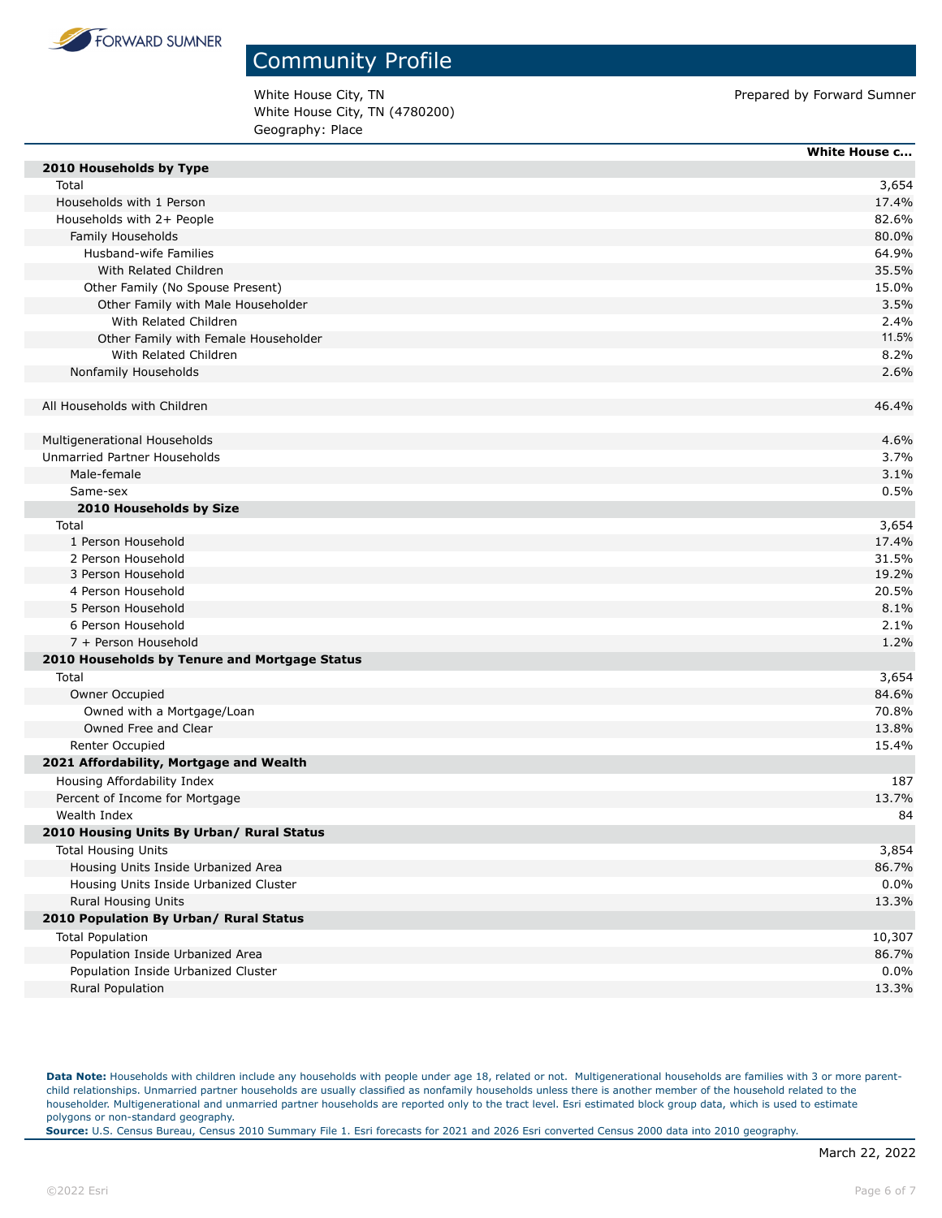# Community Profile

White House City, TN
White House City, TN (4780200)
Geography: Place

Prepared by Forward Sumner

| | White House c... |
|---|---|
| **2010 Households by Type** | |
| Total | 3,654 |
| Households with 1 Person | 17.4% |
| Households with 2+ People | 82.6% |
| Family Households | 80.0% |
| Husband-wife Families | 64.9% |
| With Related Children | 35.5% |
| Other Family (No Spouse Present) | 15.0% |
| Other Family with Male Householder | 3.5% |
| With Related Children | 2.4% |
| Other Family with Female Householder | 11.5% |
| With Related Children | 8.2% |
| Nonfamily Households | 2.6% |
| | |
| All Households with Children | 46.4% |
| | |
| Multigenerational Households | 4.6% |
| Unmarried Partner Households | 3.7% |
| Male-female | 3.1% |
| Same-sex | 0.5% |
| **2010 Households by Size** | |
| Total | 3,654 |
| 1 Person Household | 17.4% |
| 2 Person Household | 31.5% |
| 3 Person Household | 19.2% |
| 4 Person Household | 20.5% |
| 5 Person Household | 8.1% |
| 6 Person Household | 2.1% |
| 7 + Person Household | 1.2% |
| **2010 Households by Tenure and Mortgage Status** | |
| Total | 3,654 |
| Owner Occupied | 84.6% |
| Owned with a Mortgage/Loan | 70.8% |
| Owned Free and Clear | 13.8% |
| Renter Occupied | 15.4% |
| **2021 Affordability, Mortgage and Wealth** | |
| Housing Affordability Index | 187 |
| Percent of Income for Mortgage | 13.7% |
| Wealth Index | 84 |
| **2010 Housing Units By Urban/ Rural Status** | |
| Total Housing Units | 3,854 |
| Housing Units Inside Urbanized Area | 86.7% |
| Housing Units Inside Urbanized Cluster | 0.0% |
| Rural Housing Units | 13.3% |
| **2010 Population By Urban/ Rural Status** | |
| Total Population | 10,307 |
| Population Inside Urbanized Area | 86.7% |
| Population Inside Urbanized Cluster | 0.0% |
| Rural Population | 13.3% |

**Data Note:** Households with children include any households with people under age 18, related or not. Multigenerational households are families with 3 or more parent-child relationships. Unmarried partner households are usually classified as nonfamily households unless there is another member of the household related to the householder. Multigenerational and unmarried partner households are reported only to the tract level. Esri estimated block group data, which is used to estimate polygons or non-standard geography.
**Source:** U.S. Census Bureau, Census 2010 Summary File 1. Esri forecasts for 2021 and 2026 Esri converted Census 2000 data into 2010 geography.

March 22, 2022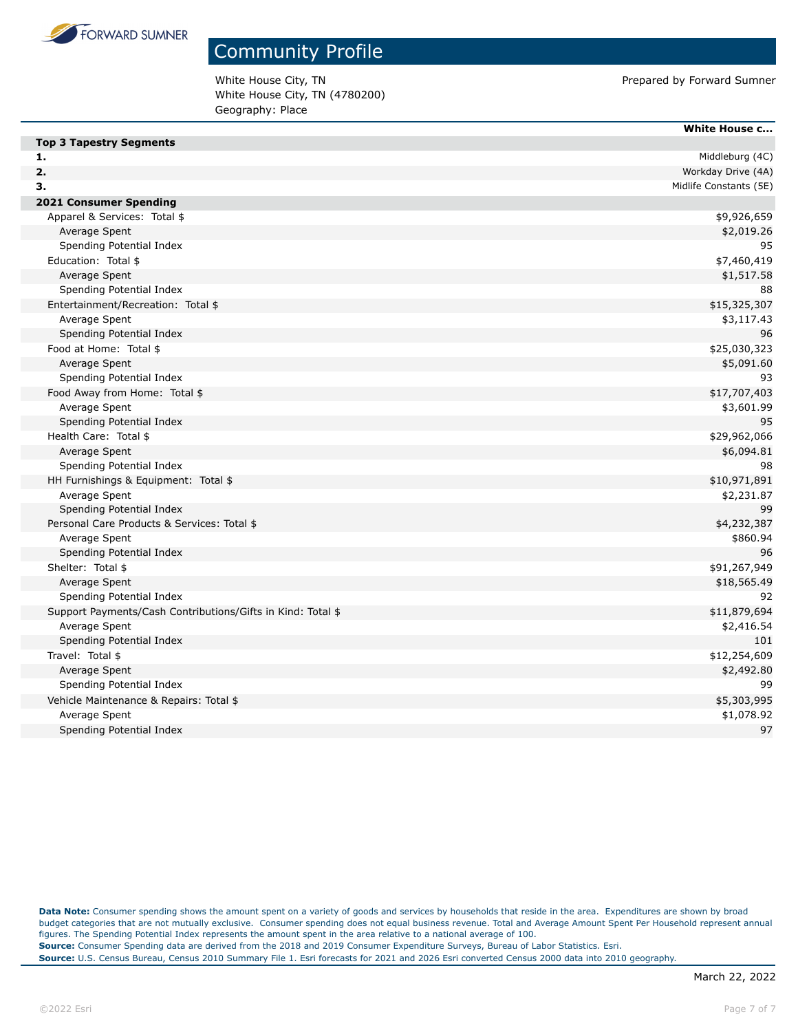# Community Profile

White House City, TN
White House City, TN (4780200)
Geography: Place

Prepared by Forward Sumner

| | White House c... |
|---|---|
| **Top 3 Tapestry Segments** | |
| **1.** | Middleburg (4C) |
| **2.** | Workday Drive (4A) |
| **3.** | Midlife Constants (5E) |
| **2021 Consumer Spending** | |
| Apparel & Services: Total $ | $9,926,659 |
| Average Spent | $2,019.26 |
| Spending Potential Index | 95 |
| Education: Total $ | $7,460,419 |
| Average Spent | $1,517.58 |
| Spending Potential Index | 88 |
| Entertainment/Recreation: Total $ | $15,325,307 |
| Average Spent | $3,117.43 |
| Spending Potential Index | 96 |
| Food at Home: Total $ | $25,030,323 |
| Average Spent | $5,091.60 |
| Spending Potential Index | 93 |
| Food Away from Home: Total $ | $17,707,403 |
| Average Spent | $3,601.99 |
| Spending Potential Index | 95 |
| Health Care: Total $ | $29,962,066 |
| Average Spent | $6,094.81 |
| Spending Potential Index | 98 |
| HH Furnishings & Equipment: Total $ | $10,971,891 |
| Average Spent | $2,231.87 |
| Spending Potential Index | 99 |
| Personal Care Products & Services: Total $ | $4,232,387 |
| Average Spent | $860.94 |
| Spending Potential Index | 96 |
| Shelter: Total $ | $91,267,949 |
| Average Spent | $18,565.49 |
| Spending Potential Index | 92 |
| Support Payments/Cash Contributions/Gifts in Kind: Total $ | $11,879,694 |
| Average Spent | $2,416.54 |
| Spending Potential Index | 101 |
| Travel: Total $ | $12,254,609 |
| Average Spent | $2,492.80 |
| Spending Potential Index | 99 |
| Vehicle Maintenance & Repairs: Total $ | $5,303,995 |
| Average Spent | $1,078.92 |
| Spending Potential Index | 97 |

**Data Note:** Consumer spending shows the amount spent on a variety of goods and services by households that reside in the area. Expenditures are shown by broad budget categories that are not mutually exclusive. Consumer spending does not equal business revenue. Total and Average Amount Spent Per Household represent annual figures. The Spending Potential Index represents the amount spent in the area relative to a national average of 100.
**Source:** Consumer Spending data are derived from the 2018 and 2019 Consumer Expenditure Surveys, Bureau of Labor Statistics. Esri.
**Source:** U.S. Census Bureau, Census 2010 Summary File 1. Esri forecasts for 2021 and 2026 Esri converted Census 2000 data into 2010 geography.

March 22, 2022